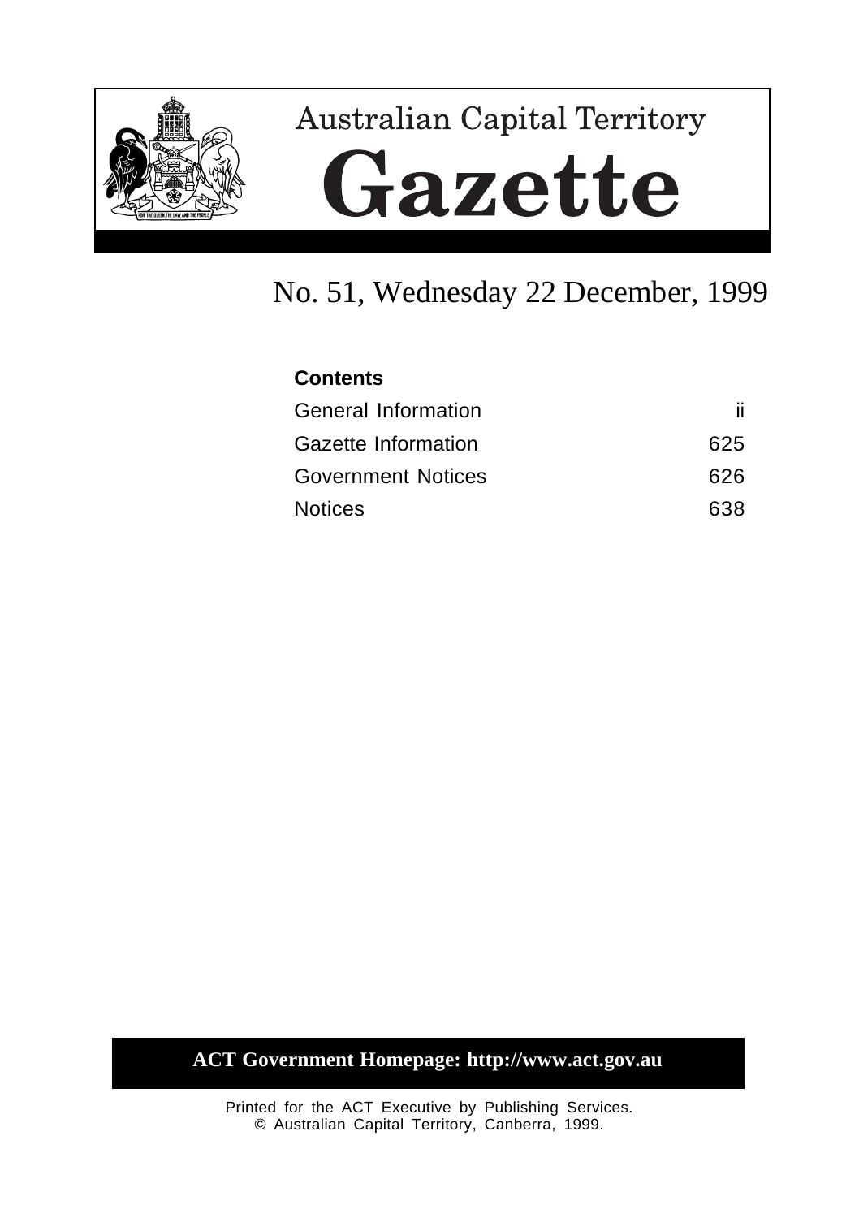# Australian Capital Territory

# Gazette

## No. 51, Wednesday 22 December, 1999

| **Contents** | |
|---|---|
| General Information | ii |
| Gazette Information | 625 |
| Government Notices | 626 |
| Notices | 638 |

**ACT Government Homepage: http://www.act.gov.au**

Printed for the ACT Executive by Publishing Services.
© Australian Capital Territory, Canberra, 1999.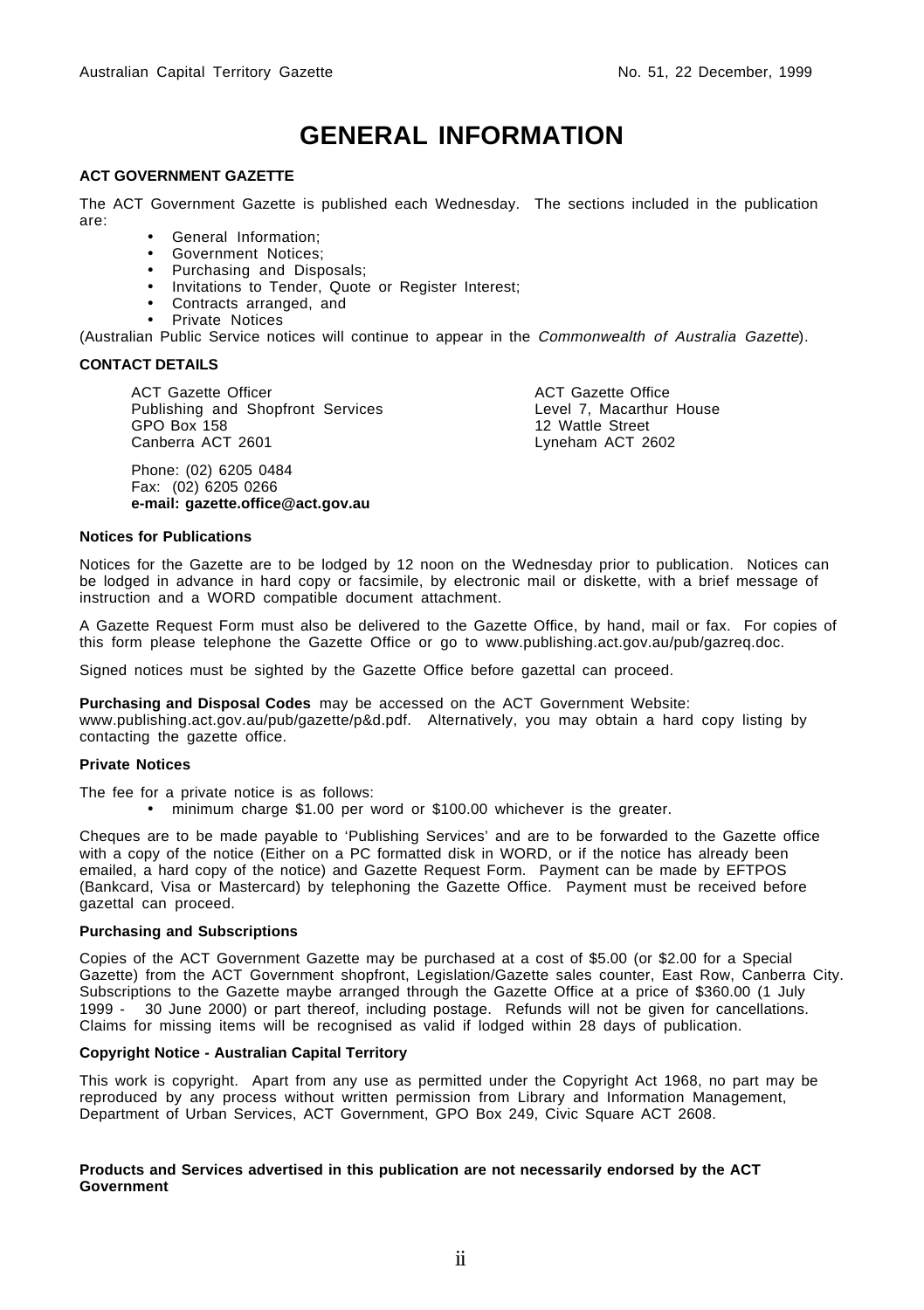# GENERAL INFORMATION

**ACT GOVERNMENT GAZETTE**

The ACT Government Gazette is published each Wednesday. The sections included in the publication are:

- General Information;
- Government Notices;
- Purchasing and Disposals;
- Invitations to Tender, Quote or Register Interest;
- Contracts arranged, and
- Private Notices

(Australian Public Service notices will continue to appear in the *Commonwealth of Australia Gazette*).

**CONTACT DETAILS**

ACT Gazette Officer
Publishing and Shopfront Services
GPO Box 158
Canberra ACT 2601

ACT Gazette Office
Level 7, Macarthur House
12 Wattle Street
Lyneham ACT 2602

Phone: (02) 6205 0484
Fax: (02) 6205 0266
**e-mail: gazette.office@act.gov.au**

**Notices for Publications**

Notices for the Gazette are to be lodged by 12 noon on the Wednesday prior to publication. Notices can be lodged in advance in hard copy or facsimile, by electronic mail or diskette, with a brief message of instruction and a WORD compatible document attachment.

A Gazette Request Form must also be delivered to the Gazette Office, by hand, mail or fax. For copies of this form please telephone the Gazette Office or go to www.publishing.act.gov.au/pub/gazreq.doc.

Signed notices must be sighted by the Gazette Office before gazettal can proceed.

**Purchasing and Disposal Codes** may be accessed on the ACT Government Website: www.publishing.act.gov.au/pub/gazette/p&d.pdf. Alternatively, you may obtain a hard copy listing by contacting the gazette office.

**Private Notices**

The fee for a private notice is as follows:

- minimum charge $1.00 per word or $100.00 whichever is the greater.

Cheques are to be made payable to 'Publishing Services' and are to be forwarded to the Gazette office with a copy of the notice (Either on a PC formatted disk in WORD, or if the notice has already been emailed, a hard copy of the notice) and Gazette Request Form. Payment can be made by EFTPOS (Bankcard, Visa or Mastercard) by telephoning the Gazette Office. Payment must be received before gazettal can proceed.

**Purchasing and Subscriptions**

Copies of the ACT Government Gazette may be purchased at a cost of $5.00 (or $2.00 for a Special Gazette) from the ACT Government shopfront, Legislation/Gazette sales counter, East Row, Canberra City. Subscriptions to the Gazette maybe arranged through the Gazette Office at a price of $360.00 (1 July 1999 - 30 June 2000) or part thereof, including postage. Refunds will not be given for cancellations. Claims for missing items will be recognised as valid if lodged within 28 days of publication.

**Copyright Notice - Australian Capital Territory**

This work is copyright. Apart from any use as permitted under the Copyright Act 1968, no part may be reproduced by any process without written permission from Library and Information Management, Department of Urban Services, ACT Government, GPO Box 249, Civic Square ACT 2608.

**Products and Services advertised in this publication are not necessarily endorsed by the ACT Government**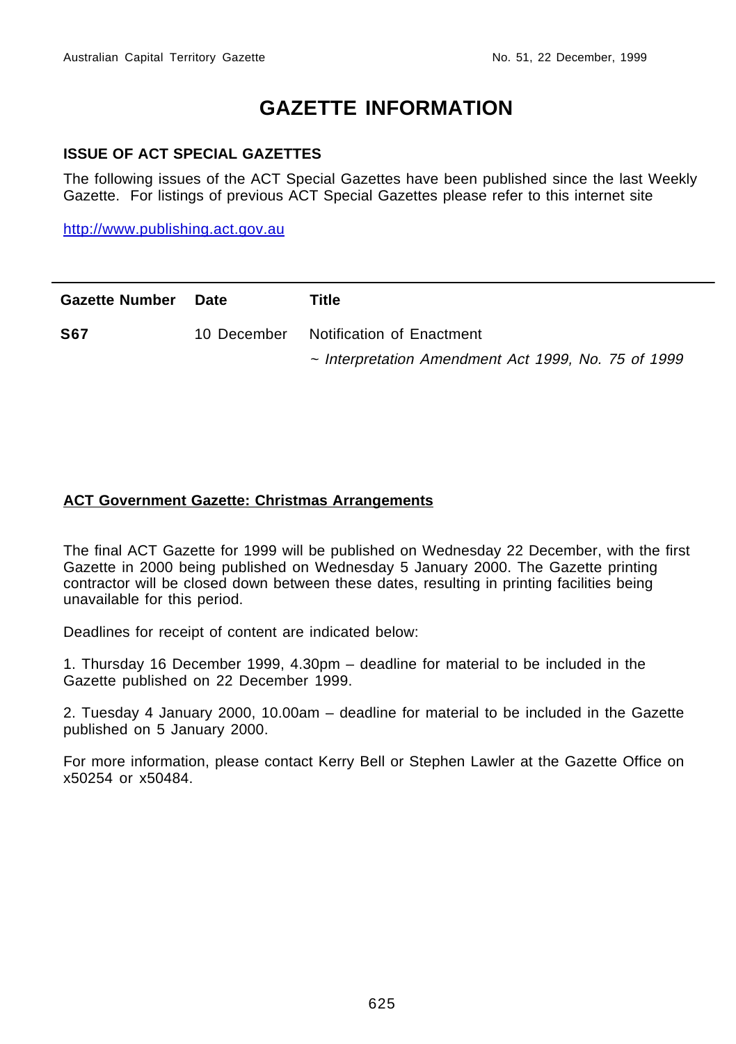# GAZETTE INFORMATION

## ISSUE OF ACT SPECIAL GAZETTES

The following issues of the ACT Special Gazettes have been published since the last Weekly Gazette. For listings of previous ACT Special Gazettes please refer to this internet site

http://www.publishing.act.gov.au

| Gazette Number | Date | Title |
|---|---|---|
| **S67** | 10 December | Notification of Enactment<br>~ *Interpretation Amendment Act 1999, No. 75 of 1999* |

**ACT Government Gazette: Christmas Arrangements**

The final ACT Gazette for 1999 will be published on Wednesday 22 December, with the first Gazette in 2000 being published on Wednesday 5 January 2000. The Gazette printing contractor will be closed down between these dates, resulting in printing facilities being unavailable for this period.

Deadlines for receipt of content are indicated below:

1. Thursday 16 December 1999, 4.30pm – deadline for material to be included in the Gazette published on 22 December 1999.

2. Tuesday 4 January 2000, 10.00am – deadline for material to be included in the Gazette published on 5 January 2000.

For more information, please contact Kerry Bell or Stephen Lawler at the Gazette Office on x50254 or x50484.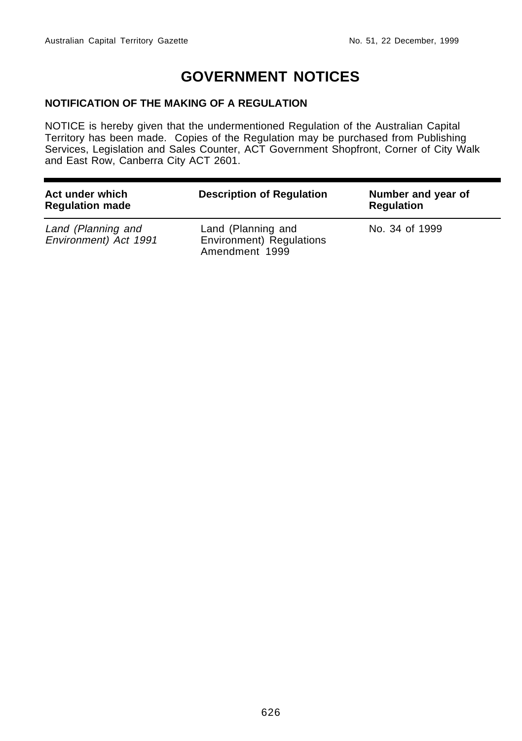# GOVERNMENT NOTICES

## NOTIFICATION OF THE MAKING OF A REGULATION

NOTICE is hereby given that the undermentioned Regulation of the Australian Capital Territory has been made. Copies of the Regulation may be purchased from Publishing Services, Legislation and Sales Counter, ACT Government Shopfront, Corner of City Walk and East Row, Canberra City ACT 2601.

| Act under which Regulation made | Description of Regulation | Number and year of Regulation |
|---|---|---|
| *Land (Planning and Environment) Act 1991* | Land (Planning and Environment) Regulations Amendment 1999 | No. 34 of 1999 |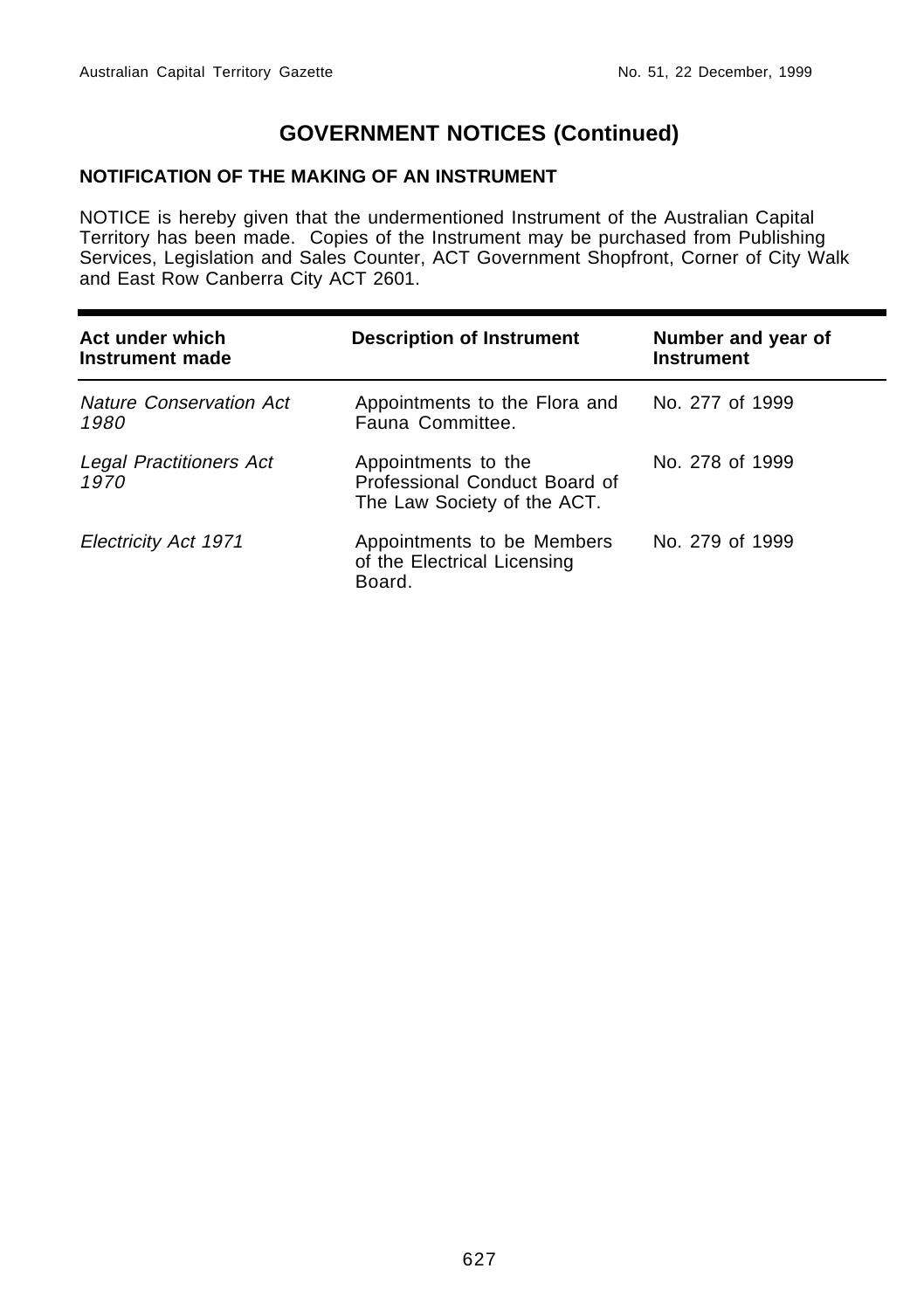# GOVERNMENT NOTICES (Continued)

## NOTIFICATION OF THE MAKING OF AN INSTRUMENT

NOTICE is hereby given that the undermentioned Instrument of the Australian Capital Territory has been made. Copies of the Instrument may be purchased from Publishing Services, Legislation and Sales Counter, ACT Government Shopfront, Corner of City Walk and East Row Canberra City ACT 2601.

| Act under which Instrument made | Description of Instrument | Number and year of Instrument |
|---|---|---|
| *Nature Conservation Act 1980* | Appointments to the Flora and Fauna Committee. | No. 277 of 1999 |
| *Legal Practitioners Act 1970* | Appointments to the Professional Conduct Board of The Law Society of the ACT. | No. 278 of 1999 |
| *Electricity Act 1971* | Appointments to be Members of the Electrical Licensing Board. | No. 279 of 1999 |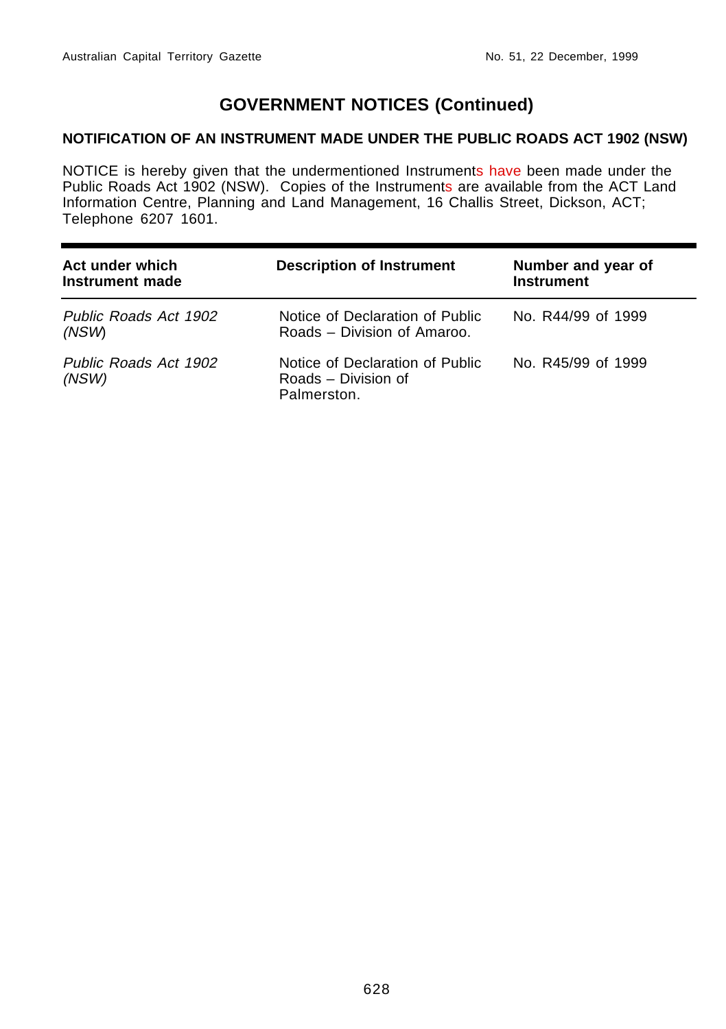## GOVERNMENT NOTICES (Continued)

### NOTIFICATION OF AN INSTRUMENT MADE UNDER THE PUBLIC ROADS ACT 1902 (NSW)

NOTICE is hereby given that the undermentioned Instruments have been made under the Public Roads Act 1902 (NSW). Copies of the Instruments are available from the ACT Land Information Centre, Planning and Land Management, 16 Challis Street, Dickson, ACT; Telephone 6207 1601.

| Act under which Instrument made | Description of Instrument | Number and year of Instrument |
|---|---|---|
| *Public Roads Act 1902 (NSW)* | Notice of Declaration of Public Roads – Division of Amaroo. | No. R44/99 of 1999 |
| *Public Roads Act 1902 (NSW)* | Notice of Declaration of Public Roads – Division of Palmerston. | No. R45/99 of 1999 |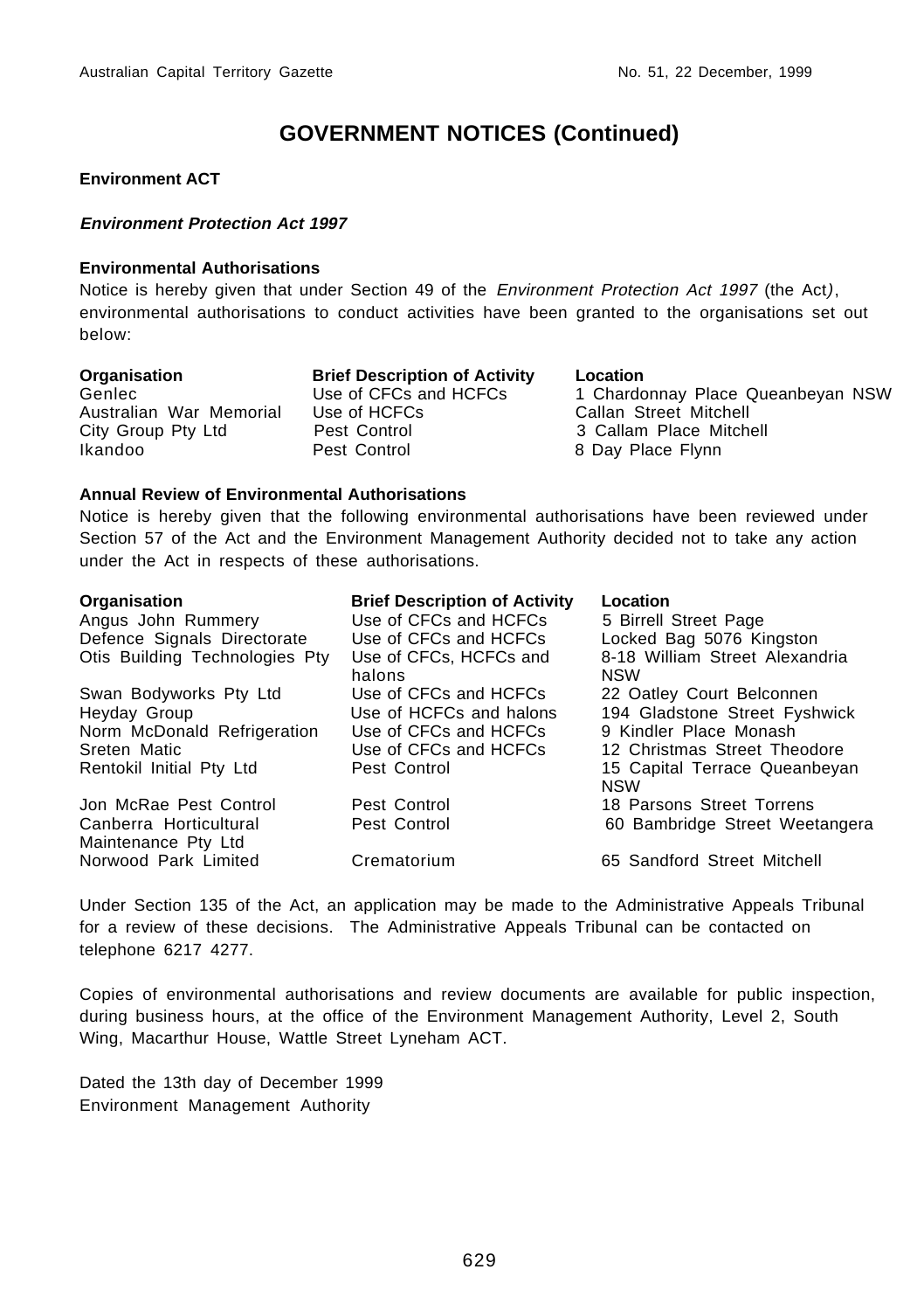# GOVERNMENT NOTICES (Continued)

**Environment ACT**

***Environment Protection Act 1997***

**Environmental Authorisations**

Notice is hereby given that under Section 49 of the *Environment Protection Act 1997* (the Act), environmental authorisations to conduct activities have been granted to the organisations set out below:

| Organisation | Brief Description of Activity | Location |
|---|---|---|
| Genlec | Use of CFCs and HCFCs | 1 Chardonnay Place Queanbeyan NSW |
| Australian War Memorial | Use of HCFCs | Callan Street Mitchell |
| City Group Pty Ltd | Pest Control | 3 Callam Place Mitchell |
| Ikandoo | Pest Control | 8 Day Place Flynn |

**Annual Review of Environmental Authorisations**

Notice is hereby given that the following environmental authorisations have been reviewed under Section 57 of the Act and the Environment Management Authority decided not to take any action under the Act in respects of these authorisations.

| Organisation | Brief Description of Activity | Location |
|---|---|---|
| Angus John Rummery | Use of CFCs and HCFCs | 5 Birrell Street Page |
| Defence Signals Directorate | Use of CFCs and HCFCs | Locked Bag 5076 Kingston |
| Otis Building Technologies Pty | Use of CFCs, HCFCs and halons | 8-18 William Street Alexandria NSW |
| Swan Bodyworks Pty Ltd | Use of CFCs and HCFCs | 22 Oatley Court Belconnen |
| Heyday Group | Use of HCFCs and halons | 194 Gladstone Street Fyshwick |
| Norm McDonald Refrigeration | Use of CFCs and HCFCs | 9 Kindler Place Monash |
| Sreten Matic | Use of CFCs and HCFCs | 12 Christmas Street Theodore |
| Rentokil Initial Pty Ltd | Pest Control | 15 Capital Terrace Queanbeyan NSW |
| Jon McRae Pest Control | Pest Control | 18 Parsons Street Torrens |
| Canberra Horticultural Maintenance Pty Ltd | Pest Control | 60 Bambridge Street Weetangera |
| Norwood Park Limited | Crematorium | 65 Sandford Street Mitchell |

Under Section 135 of the Act, an application may be made to the Administrative Appeals Tribunal for a review of these decisions. The Administrative Appeals Tribunal can be contacted on telephone 6217 4277.

Copies of environmental authorisations and review documents are available for public inspection, during business hours, at the office of the Environment Management Authority, Level 2, South Wing, Macarthur House, Wattle Street Lyneham ACT.

Dated the 13th day of December 1999
Environment Management Authority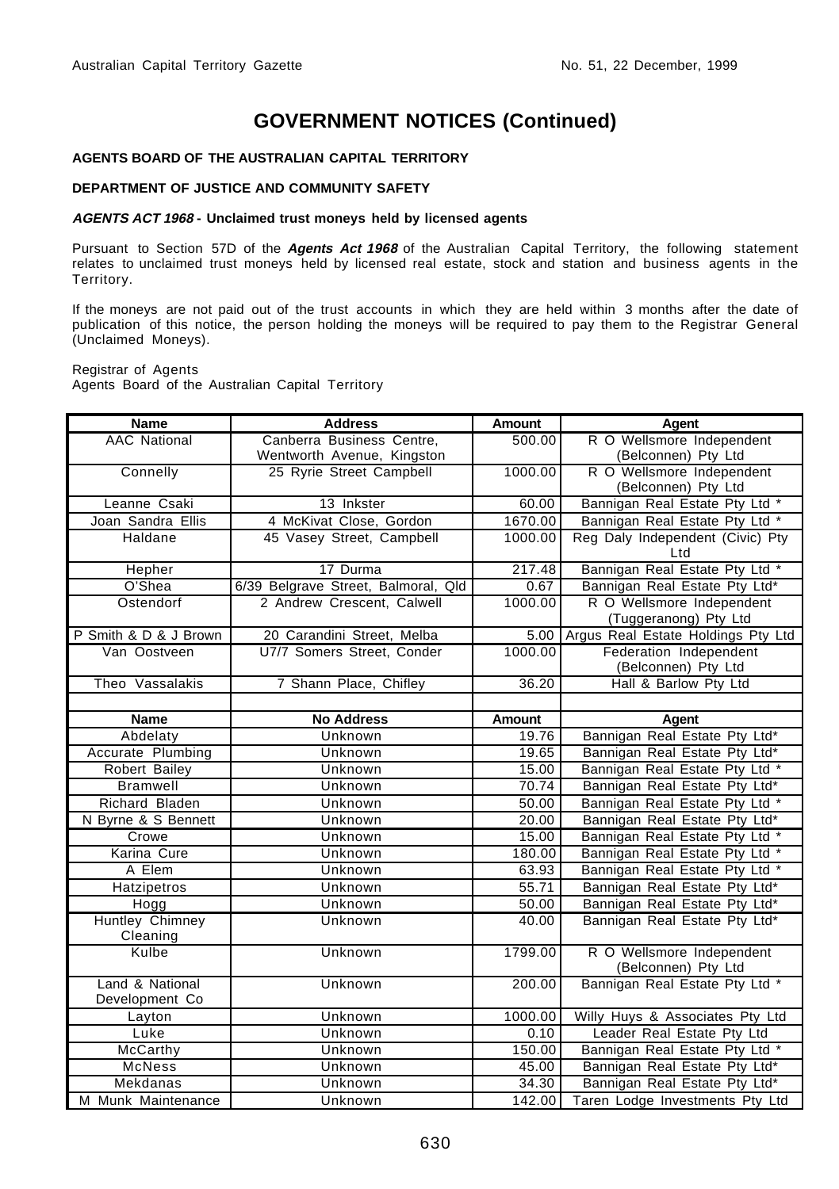# GOVERNMENT NOTICES (Continued)

**AGENTS BOARD OF THE AUSTRALIAN CAPITAL TERRITORY**

**DEPARTMENT OF JUSTICE AND COMMUNITY SAFETY**

***AGENTS ACT 1968* - Unclaimed trust moneys held by licensed agents**

Pursuant to Section 57D of the ***Agents Act 1968*** of the Australian Capital Territory, the following statement relates to unclaimed trust moneys held by licensed real estate, stock and station and business agents in the Territory.

If the moneys are not paid out of the trust accounts in which they are held within 3 months after the date of publication of this notice, the person holding the moneys will be required to pay them to the Registrar General (Unclaimed Moneys).

Registrar of Agents
Agents Board of the Australian Capital Territory

| Name | Address | Amount | Agent |
|---|---|---|---|
| AAC National | Canberra Business Centre, Wentworth Avenue, Kingston | 500.00 | R O Wellsmore Independent (Belconnen) Pty Ltd |
| Connelly | 25 Ryrie Street Campbell | 1000.00 | R O Wellsmore Independent (Belconnen) Pty Ltd |
| Leanne Csaki | 13 Inkster | 60.00 | Bannigan Real Estate Pty Ltd * |
| Joan Sandra Ellis | 4 McKivat Close, Gordon | 1670.00 | Bannigan Real Estate Pty Ltd * |
| Haldane | 45 Vasey Street, Campbell | 1000.00 | Reg Daly Independent (Civic) Pty Ltd |
| Hepher | 17 Durma | 217.48 | Bannigan Real Estate Pty Ltd * |
| O'Shea | 6/39 Belgrave Street, Balmoral, Qld | 0.67 | Bannigan Real Estate Pty Ltd* |
| Ostendorf | 2 Andrew Crescent, Calwell | 1000.00 | R O Wellsmore Independent (Tuggeranong) Pty Ltd |
| P Smith & D & J Brown | 20 Carandini Street, Melba | 5.00 | Argus Real Estate Holdings Pty Ltd |
| Van Oostveen | U7/7 Somers Street, Conder | 1000.00 | Federation Independent (Belconnen) Pty Ltd |
| Theo Vassalakis | 7 Shann Place, Chifley | 36.20 | Hall & Barlow Pty Ltd |
| | | | |
| **Name** | **No Address** | **Amount** | **Agent** |
| Abdelaty | Unknown | 19.76 | Bannigan Real Estate Pty Ltd* |
| Accurate Plumbing | Unknown | 19.65 | Bannigan Real Estate Pty Ltd* |
| Robert Bailey | Unknown | 15.00 | Bannigan Real Estate Pty Ltd * |
| Bramwell | Unknown | 70.74 | Bannigan Real Estate Pty Ltd* |
| Richard Bladen | Unknown | 50.00 | Bannigan Real Estate Pty Ltd * |
| N Byrne & S Bennett | Unknown | 20.00 | Bannigan Real Estate Pty Ltd* |
| Crowe | Unknown | 15.00 | Bannigan Real Estate Pty Ltd * |
| Karina Cure | Unknown | 180.00 | Bannigan Real Estate Pty Ltd * |
| A Elem | Unknown | 63.93 | Bannigan Real Estate Pty Ltd * |
| Hatzipetros | Unknown | 55.71 | Bannigan Real Estate Pty Ltd* |
| Hogg | Unknown | 50.00 | Bannigan Real Estate Pty Ltd* |
| Huntley Chimney Cleaning | Unknown | 40.00 | Bannigan Real Estate Pty Ltd* |
| Kulbe | Unknown | 1799.00 | R O Wellsmore Independent (Belconnen) Pty Ltd |
| Land & National Development Co | Unknown | 200.00 | Bannigan Real Estate Pty Ltd * |
| Layton | Unknown | 1000.00 | Willy Huys & Associates Pty Ltd |
| Luke | Unknown | 0.10 | Leader Real Estate Pty Ltd |
| McCarthy | Unknown | 150.00 | Bannigan Real Estate Pty Ltd * |
| McNess | Unknown | 45.00 | Bannigan Real Estate Pty Ltd* |
| Mekdanas | Unknown | 34.30 | Bannigan Real Estate Pty Ltd* |
| M Munk Maintenance | Unknown | 142.00 | Taren Lodge Investments Pty Ltd |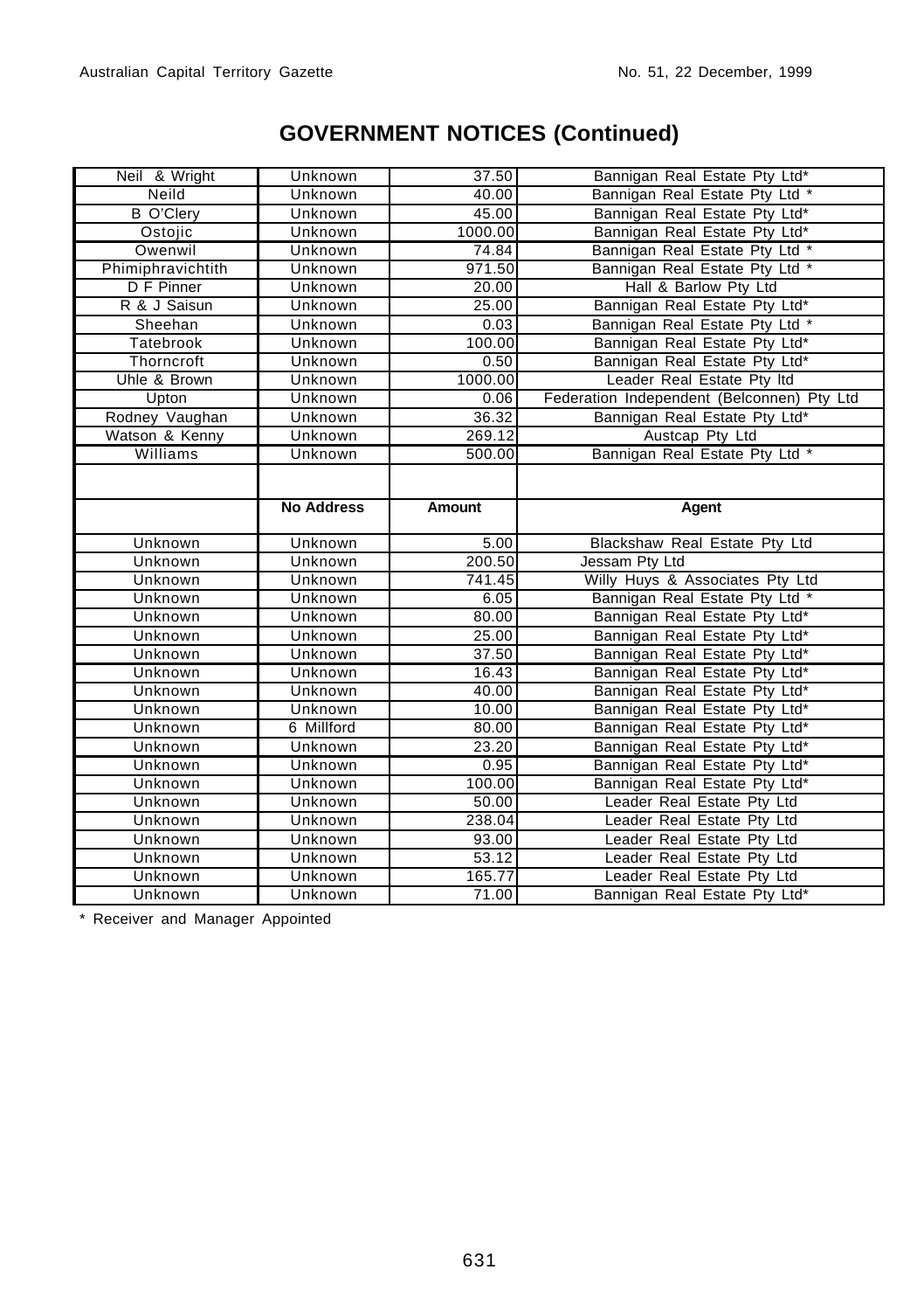## GOVERNMENT NOTICES (Continued)

| | | | |
|---|---|---|---|
| Neil & Wright | Unknown | 37.50 | Bannigan Real Estate Pty Ltd* |
| Neild | Unknown | 40.00 | Bannigan Real Estate Pty Ltd * |
| B O'Clery | Unknown | 45.00 | Bannigan Real Estate Pty Ltd* |
| Ostojic | Unknown | 1000.00 | Bannigan Real Estate Pty Ltd* |
| Owenwil | Unknown | 74.84 | Bannigan Real Estate Pty Ltd * |
| Phimiphravichtith | Unknown | 971.50 | Bannigan Real Estate Pty Ltd * |
| D F Pinner | Unknown | 20.00 | Hall & Barlow Pty Ltd |
| R & J Saisun | Unknown | 25.00 | Bannigan Real Estate Pty Ltd* |
| Sheehan | Unknown | 0.03 | Bannigan Real Estate Pty Ltd * |
| Tatebrook | Unknown | 100.00 | Bannigan Real Estate Pty Ltd* |
| Thorncroft | Unknown | 0.50 | Bannigan Real Estate Pty Ltd* |
| Uhle & Brown | Unknown | 1000.00 | Leader Real Estate Pty ltd |
| Upton | Unknown | 0.06 | Federation Independent (Belconnen) Pty Ltd |
| Rodney Vaughan | Unknown | 36.32 | Bannigan Real Estate Pty Ltd* |
| Watson & Kenny | Unknown | 269.12 | Austcap Pty Ltd |
| Williams | Unknown | 500.00 | Bannigan Real Estate Pty Ltd * |
| | | | |
| | **No Address** | **Amount** | **Agent** |
| Unknown | Unknown | 5.00 | Blackshaw Real Estate Pty Ltd |
| Unknown | Unknown | 200.50 | Jessam Pty Ltd |
| Unknown | Unknown | 741.45 | Willy Huys & Associates Pty Ltd |
| Unknown | Unknown | 6.05 | Bannigan Real Estate Pty Ltd * |
| Unknown | Unknown | 80.00 | Bannigan Real Estate Pty Ltd* |
| Unknown | Unknown | 25.00 | Bannigan Real Estate Pty Ltd* |
| Unknown | Unknown | 37.50 | Bannigan Real Estate Pty Ltd* |
| Unknown | Unknown | 16.43 | Bannigan Real Estate Pty Ltd* |
| Unknown | Unknown | 40.00 | Bannigan Real Estate Pty Ltd* |
| Unknown | Unknown | 10.00 | Bannigan Real Estate Pty Ltd* |
| Unknown | 6 Millford | 80.00 | Bannigan Real Estate Pty Ltd* |
| Unknown | Unknown | 23.20 | Bannigan Real Estate Pty Ltd* |
| Unknown | Unknown | 0.95 | Bannigan Real Estate Pty Ltd* |
| Unknown | Unknown | 100.00 | Bannigan Real Estate Pty Ltd* |
| Unknown | Unknown | 50.00 | Leader Real Estate Pty Ltd |
| Unknown | Unknown | 238.04 | Leader Real Estate Pty Ltd |
| Unknown | Unknown | 93.00 | Leader Real Estate Pty Ltd |
| Unknown | Unknown | 53.12 | Leader Real Estate Pty Ltd |
| Unknown | Unknown | 165.77 | Leader Real Estate Pty Ltd |
| Unknown | Unknown | 71.00 | Bannigan Real Estate Pty Ltd* |

* Receiver and Manager Appointed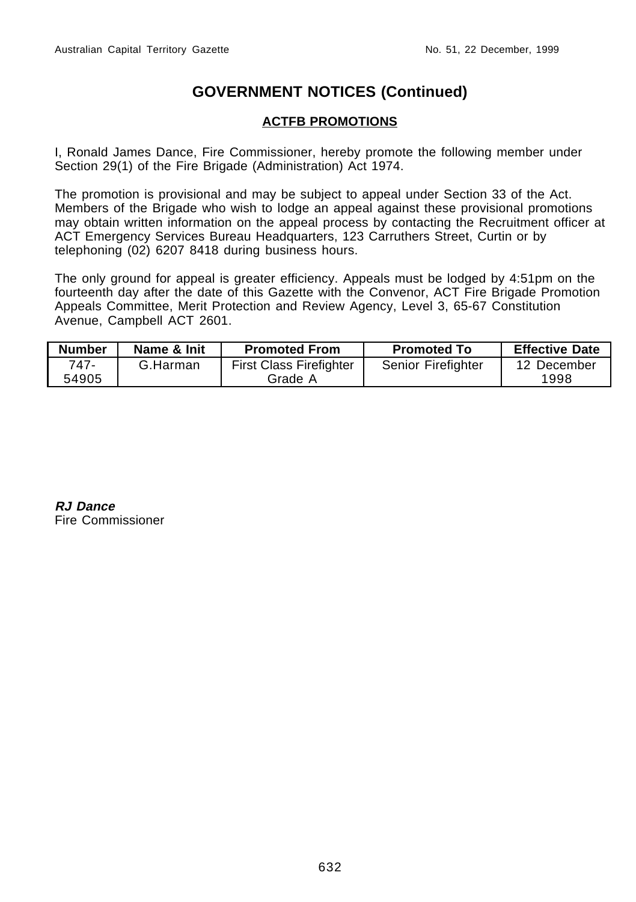# GOVERNMENT NOTICES (Continued)

## ACTFB PROMOTIONS

I, Ronald James Dance, Fire Commissioner, hereby promote the following member under Section 29(1) of the Fire Brigade (Administration) Act 1974.

The promotion is provisional and may be subject to appeal under Section 33 of the Act. Members of the Brigade who wish to lodge an appeal against these provisional promotions may obtain written information on the appeal process by contacting the Recruitment officer at ACT Emergency Services Bureau Headquarters, 123 Carruthers Street, Curtin or by telephoning (02) 6207 8418 during business hours.

The only ground for appeal is greater efficiency. Appeals must be lodged by 4:51pm on the fourteenth day after the date of this Gazette with the Convenor, ACT Fire Brigade Promotion Appeals Committee, Merit Protection and Review Agency, Level 3, 65-67 Constitution Avenue, Campbell ACT 2601.

| Number | Name & Init | Promoted From | Promoted To | Effective Date |
|---|---|---|---|---|
| 747-54905 | G.Harman | First Class Firefighter Grade A | Senior Firefighter | 12 December 1998 |

***RJ Dance***
Fire Commissioner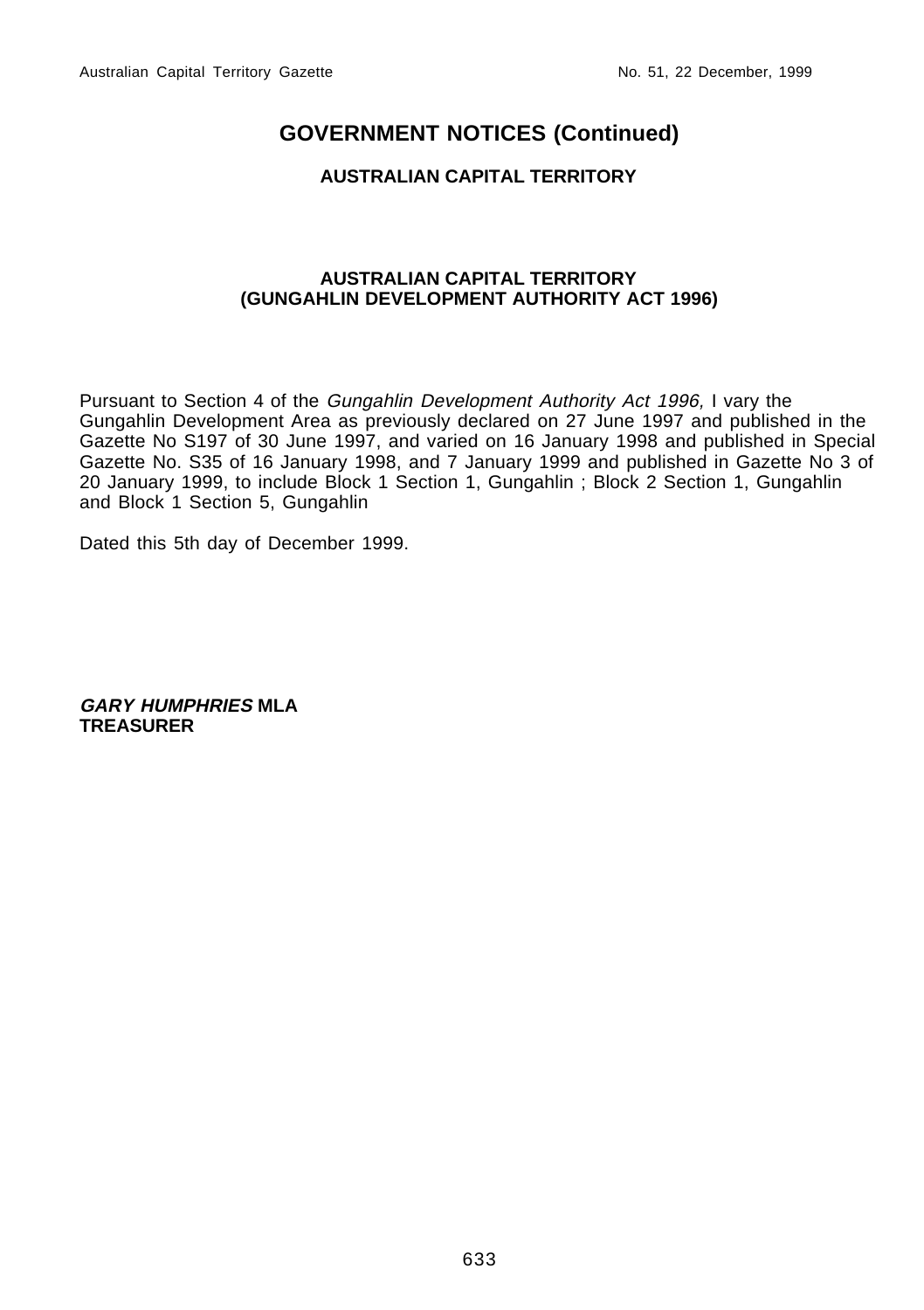# GOVERNMENT NOTICES (Continued)

## AUSTRALIAN CAPITAL TERRITORY

### AUSTRALIAN CAPITAL TERRITORY
### (GUNGAHLIN DEVELOPMENT AUTHORITY ACT 1996)

Pursuant to Section 4 of the *Gungahlin Development Authority Act 1996,* I vary the Gungahlin Development Area as previously declared on 27 June 1997 and published in the Gazette No S197 of 30 June 1997, and varied on 16 January 1998 and published in Special Gazette No. S35 of 16 January 1998, and 7 January 1999 and published in Gazette No 3 of 20 January 1999, to include Block 1 Section 1, Gungahlin ; Block 2 Section 1, Gungahlin and Block 1 Section 5, Gungahlin

Dated this 5th day of December 1999.

***GARY HUMPHRIES*** **MLA**
**TREASURER**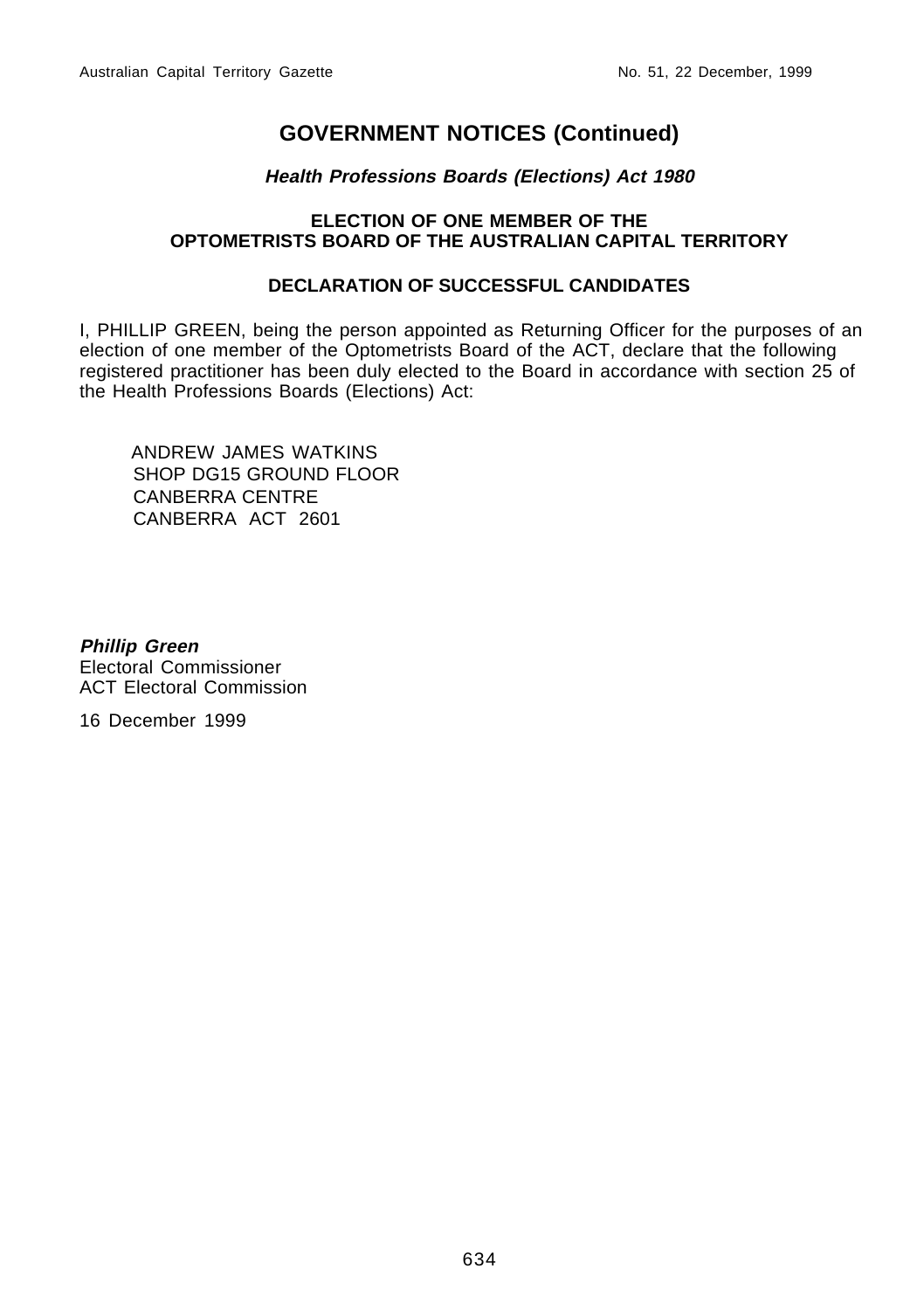# GOVERNMENT NOTICES (Continued)

***Health Professions Boards (Elections) Act 1980***

**ELECTION OF ONE MEMBER OF THE OPTOMETRISTS BOARD OF THE AUSTRALIAN CAPITAL TERRITORY**

**DECLARATION OF SUCCESSFUL CANDIDATES**

I, PHILLIP GREEN, being the person appointed as Returning Officer for the purposes of an election of one member of the Optometrists Board of the ACT, declare that the following registered practitioner has been duly elected to the Board in accordance with section 25 of the Health Professions Boards (Elections) Act:

ANDREW JAMES WATKINS
SHOP DG15 GROUND FLOOR
CANBERRA CENTRE
CANBERRA ACT 2601

***Phillip Green***
Electoral Commissioner
ACT Electoral Commission

16 December 1999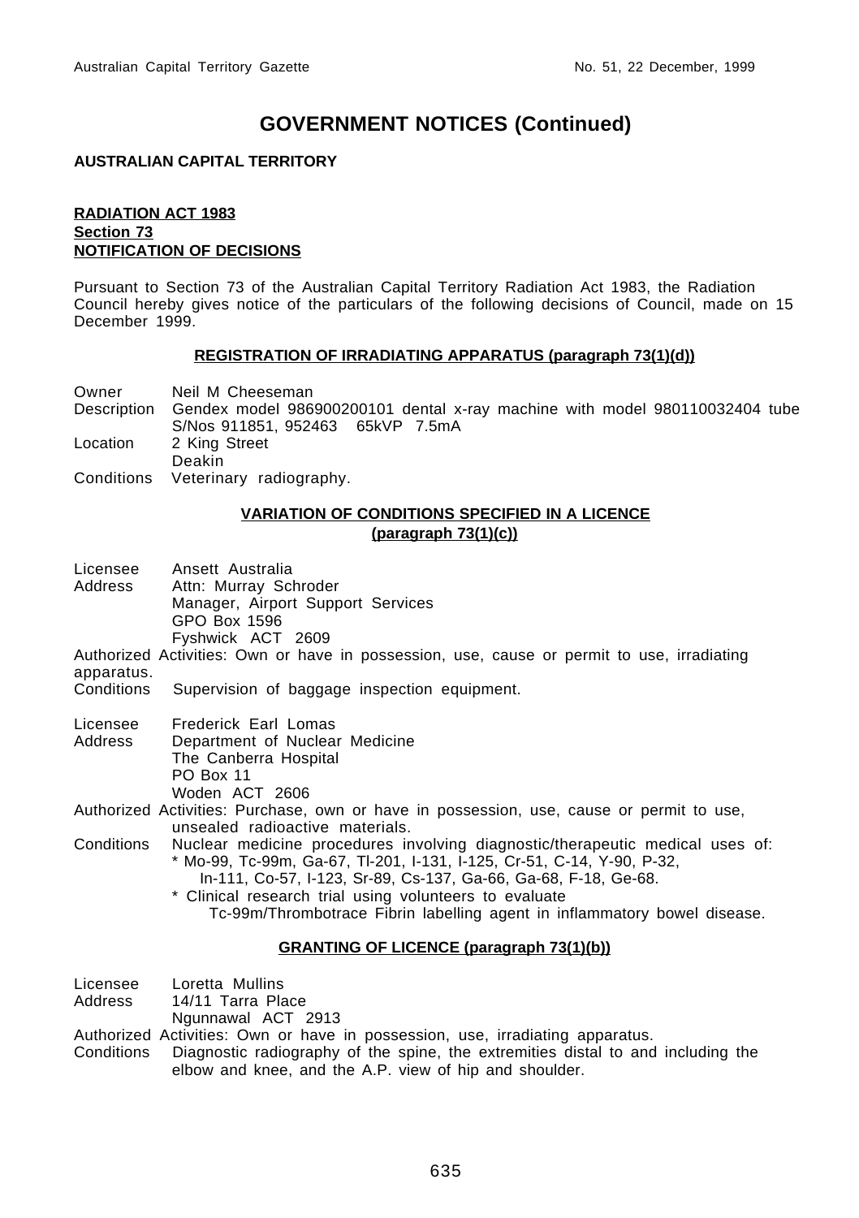# GOVERNMENT NOTICES (Continued)

**AUSTRALIAN CAPITAL TERRITORY**

**RADIATION ACT 1983**
**Section 73**
**NOTIFICATION OF DECISIONS**

Pursuant to Section 73 of the Australian Capital Territory Radiation Act 1983, the Radiation Council hereby gives notice of the particulars of the following decisions of Council, made on 15 December 1999.

### REGISTRATION OF IRRADIATING APPARATUS (paragraph 73(1)(d))

Owner Neil M Cheeseman
Description Gendex model 986900200101 dental x-ray machine with model 980110032404 tube S/Nos 911851, 952463 65kVP 7.5mA
Location 2 King Street
Deakin
Conditions Veterinary radiography.

### VARIATION OF CONDITIONS SPECIFIED IN A LICENCE (paragraph 73(1)(c))

Licensee Ansett Australia
Address Attn: Murray Schroder
Manager, Airport Support Services
GPO Box 1596
Fyshwick ACT 2609
Authorized Activities: Own or have in possession, use, cause or permit to use, irradiating apparatus.
Conditions Supervision of baggage inspection equipment.

Licensee Frederick Earl Lomas
Address Department of Nuclear Medicine
The Canberra Hospital
PO Box 11
Woden ACT 2606
Authorized Activities: Purchase, own or have in possession, use, cause or permit to use, unsealed radioactive materials.
Conditions Nuclear medicine procedures involving diagnostic/therapeutic medical uses of:
* Mo-99, Tc-99m, Ga-67, Tl-201, I-131, I-125, Cr-51, C-14, Y-90, P-32, In-111, Co-57, I-123, Sr-89, Cs-137, Ga-66, Ga-68, F-18, Ge-68.
* Clinical research trial using volunteers to evaluate Tc-99m/Thrombotrace Fibrin labelling agent in inflammatory bowel disease.

### GRANTING OF LICENCE (paragraph 73(1)(b))

Licensee Loretta Mullins
Address 14/11 Tarra Place
Ngunnawal ACT 2913
Authorized Activities: Own or have in possession, use, irradiating apparatus.
Conditions Diagnostic radiography of the spine, the extremities distal to and including the elbow and knee, and the A.P. view of hip and shoulder.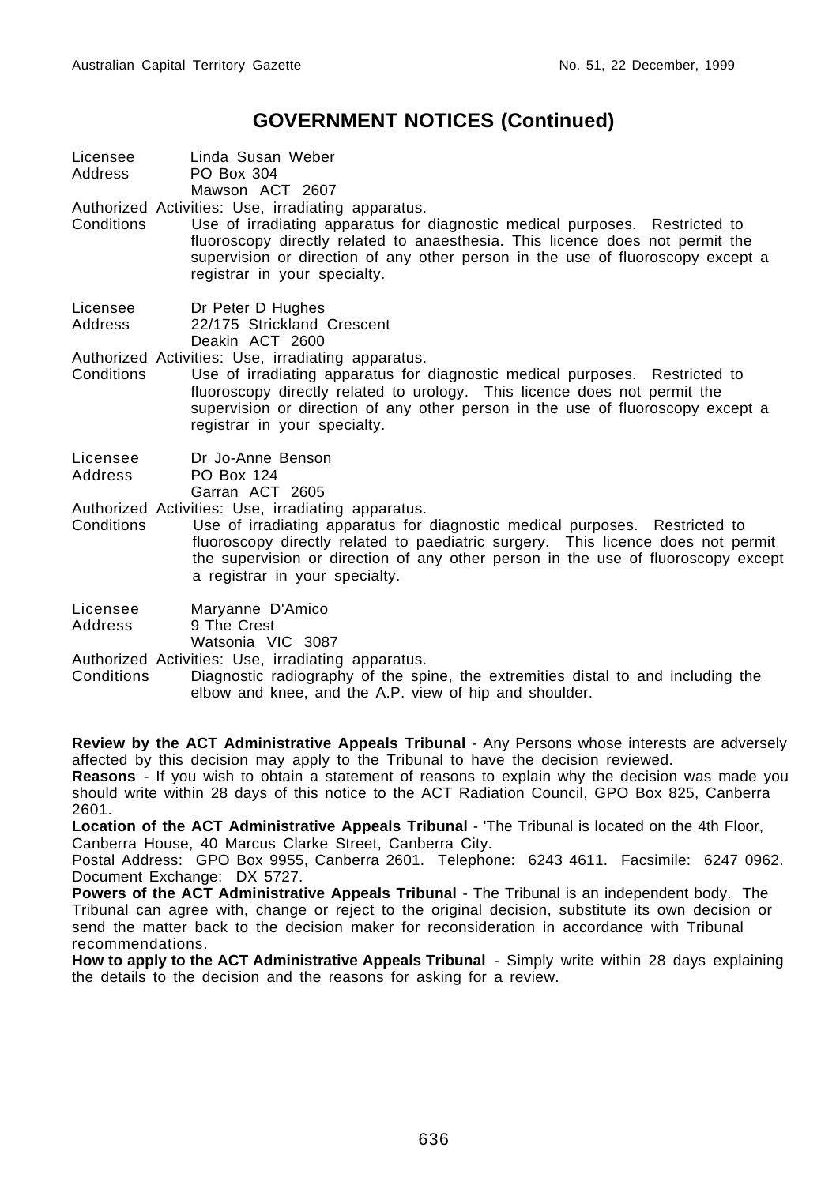## GOVERNMENT NOTICES (Continued)

Licensee Linda Susan Weber
Address PO Box 304
Mawson ACT 2607

Authorized Activities: Use, irradiating apparatus.

Conditions Use of irradiating apparatus for diagnostic medical purposes. Restricted to fluoroscopy directly related to anaesthesia. This licence does not permit the supervision or direction of any other person in the use of fluoroscopy except a registrar in your specialty.

Licensee Dr Peter D Hughes
Address 22/175 Strickland Crescent
Deakin ACT 2600

Authorized Activities: Use, irradiating apparatus.

Conditions Use of irradiating apparatus for diagnostic medical purposes. Restricted to fluoroscopy directly related to urology. This licence does not permit the supervision or direction of any other person in the use of fluoroscopy except a registrar in your specialty.

Licensee Dr Jo-Anne Benson
Address PO Box 124
Garran ACT 2605

Authorized Activities: Use, irradiating apparatus.

Conditions Use of irradiating apparatus for diagnostic medical purposes. Restricted to fluoroscopy directly related to paediatric surgery. This licence does not permit the supervision or direction of any other person in the use of fluoroscopy except a registrar in your specialty.

Licensee Maryanne D'Amico
Address 9 The Crest
Watsonia VIC 3087

Authorized Activities: Use, irradiating apparatus.

Conditions Diagnostic radiography of the spine, the extremities distal to and including the elbow and knee, and the A.P. view of hip and shoulder.

**Review by the ACT Administrative Appeals Tribunal** - Any Persons whose interests are adversely affected by this decision may apply to the Tribunal to have the decision reviewed.
**Reasons** - If you wish to obtain a statement of reasons to explain why the decision was made you should write within 28 days of this notice to the ACT Radiation Council, GPO Box 825, Canberra 2601.
**Location of the ACT Administrative Appeals Tribunal** - 'The Tribunal is located on the 4th Floor, Canberra House, 40 Marcus Clarke Street, Canberra City.
Postal Address: GPO Box 9955, Canberra 2601. Telephone: 6243 4611. Facsimile: 6247 0962. Document Exchange: DX 5727.
**Powers of the ACT Administrative Appeals Tribunal** - The Tribunal is an independent body. The Tribunal can agree with, change or reject to the original decision, substitute its own decision or send the matter back to the decision maker for reconsideration in accordance with Tribunal recommendations.
**How to apply to the ACT Administrative Appeals Tribunal** - Simply write within 28 days explaining the details to the decision and the reasons for asking for a review.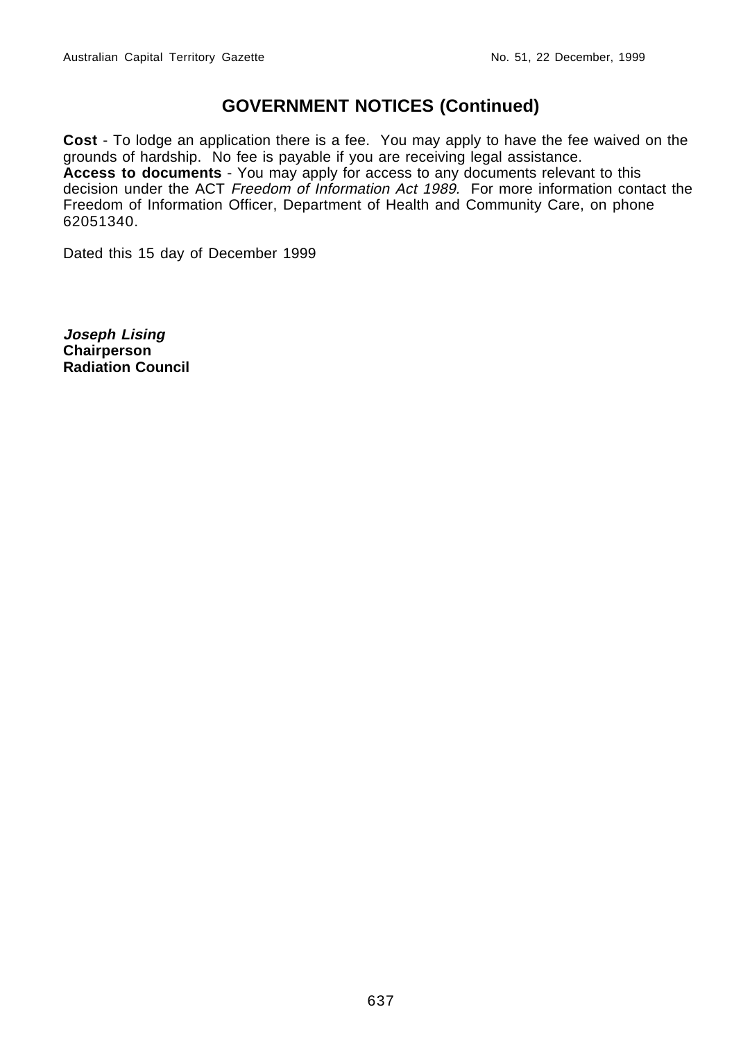## GOVERNMENT NOTICES (Continued)

**Cost** - To lodge an application there is a fee. You may apply to have the fee waived on the grounds of hardship. No fee is payable if you are receiving legal assistance.
**Access to documents** - You may apply for access to any documents relevant to this decision under the ACT *Freedom of Information Act 1989.* For more information contact the Freedom of Information Officer, Department of Health and Community Care, on phone 62051340.

Dated this 15 day of December 1999

***Joseph Lising***
**Chairperson**
**Radiation Council**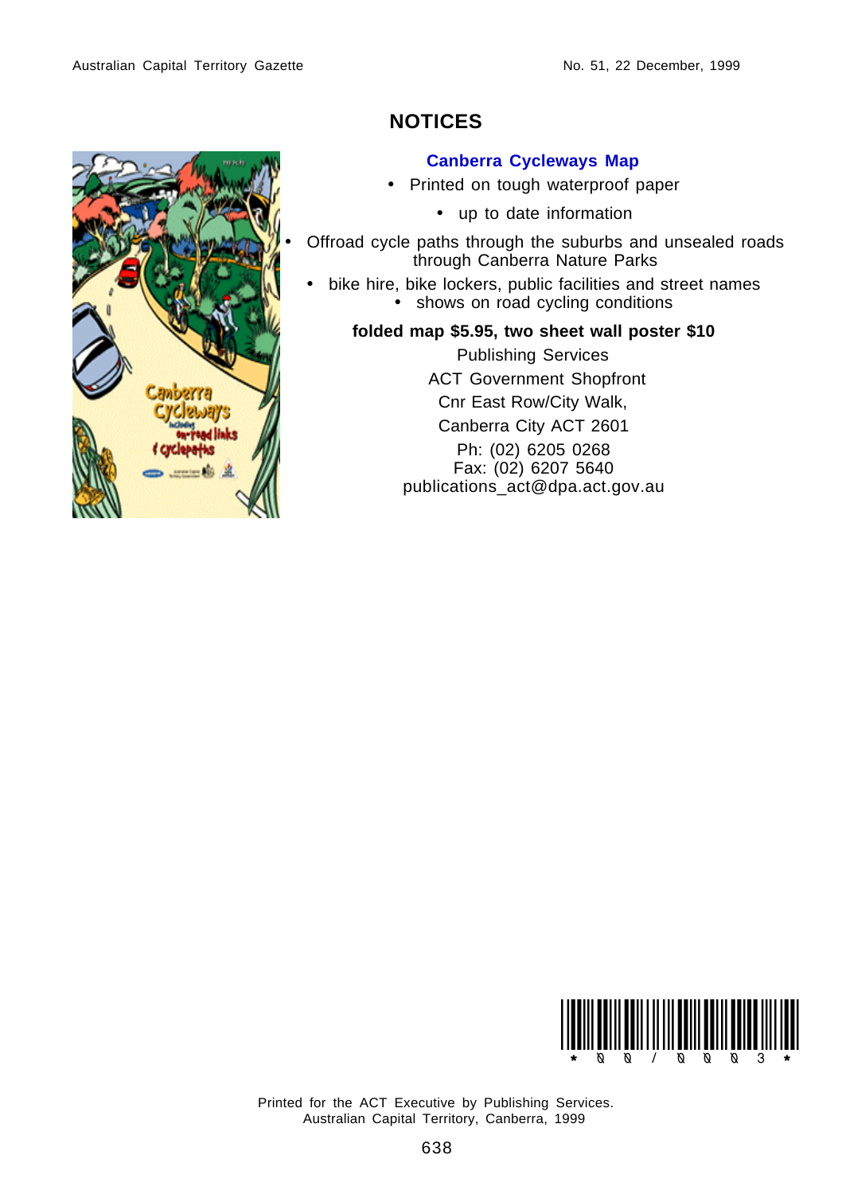## NOTICES

### Canberra Cycleways Map

- Printed on tough waterproof paper
- up to date information
- Offroad cycle paths through the suburbs and unsealed roads through Canberra Nature Parks
- bike hire, bike lockers, public facilities and street names
- shows on road cycling conditions

**folded map $5.95, two sheet wall poster $10**

Publishing Services
ACT Government Shopfront
Cnr East Row/City Walk,
Canberra City ACT 2601
Ph: (02) 6205 0268
Fax: (02) 6207 5640
publications_act@dpa.act.gov.au

*00/0003*

Printed for the ACT Executive by Publishing Services.
Australian Capital Territory, Canberra, 1999